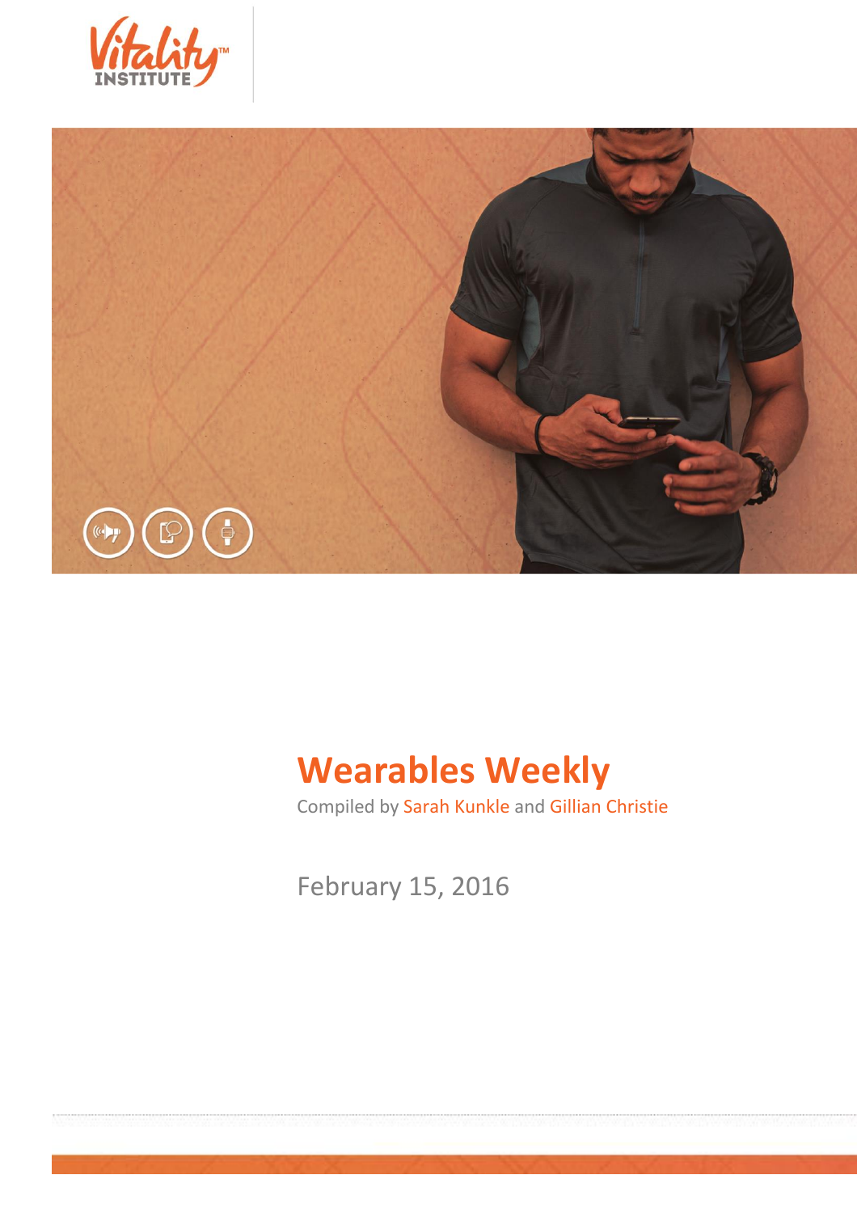# Wearables Weekly

Compiled by Sarah Kunkle and Gillian Christie

February 15, 2016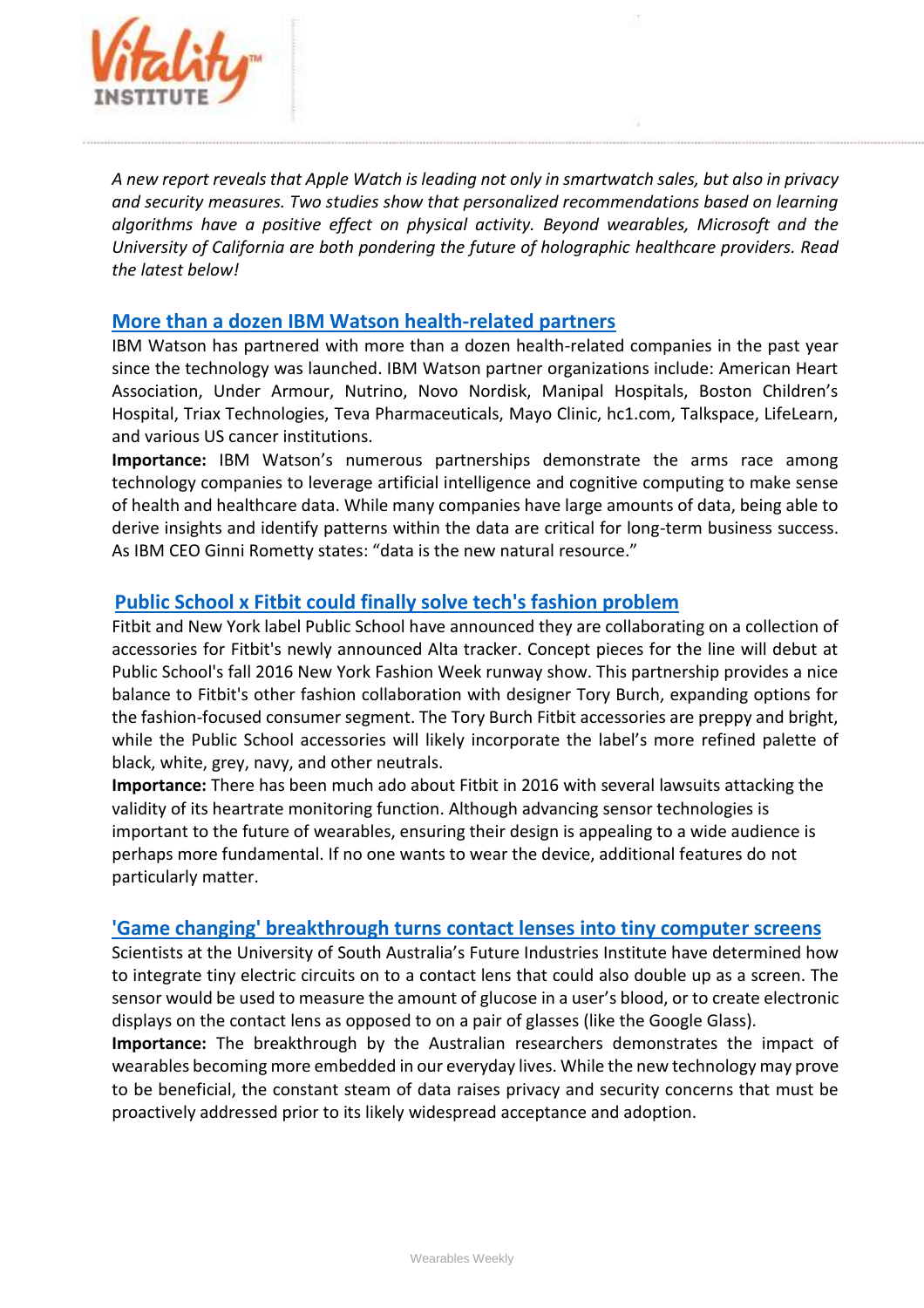*A new report reveals that Apple Watch is leading not only in smartwatch sales, but also in privacy and security measures. Two studies show that personalized recommendations based on learning algorithms have a positive effect on physical activity. Beyond wearables, Microsoft and the University of California are both pondering the future of holographic healthcare providers. Read the latest below!*

## More than a dozen IBM Watson health-related partners

IBM Watson has partnered with more than a dozen health-related companies in the past year since the technology was launched. IBM Watson partner organizations include: American Heart Association, Under Armour, Nutrino, Novo Nordisk, Manipal Hospitals, Boston Children's Hospital, Triax Technologies, Teva Pharmaceuticals, Mayo Clinic, hc1.com, Talkspace, LifeLearn, and various US cancer institutions.

**Importance:** IBM Watson's numerous partnerships demonstrate the arms race among technology companies to leverage artificial intelligence and cognitive computing to make sense of health and healthcare data. While many companies have large amounts of data, being able to derive insights and identify patterns within the data are critical for long-term business success. As IBM CEO Ginni Rometty states: "data is the new natural resource."

## Public School x Fitbit could finally solve tech's fashion problem

Fitbit and New York label Public School have announced they are collaborating on a collection of accessories for Fitbit's newly announced Alta tracker. Concept pieces for the line will debut at Public School's fall 2016 New York Fashion Week runway show. This partnership provides a nice balance to Fitbit's other fashion collaboration with designer Tory Burch, expanding options for the fashion-focused consumer segment. The Tory Burch Fitbit accessories are preppy and bright, while the Public School accessories will likely incorporate the label's more refined palette of black, white, grey, navy, and other neutrals.

**Importance:** There has been much ado about Fitbit in 2016 with several lawsuits attacking the validity of its heartrate monitoring function. Although advancing sensor technologies is important to the future of wearables, ensuring their design is appealing to a wide audience is perhaps more fundamental. If no one wants to wear the device, additional features do not particularly matter.

## 'Game changing' breakthrough turns contact lenses into tiny computer screens

Scientists at the University of South Australia's Future Industries Institute have determined how to integrate tiny electric circuits on to a contact lens that could also double up as a screen. The sensor would be used to measure the amount of glucose in a user's blood, or to create electronic displays on the contact lens as opposed to on a pair of glasses (like the Google Glass).

**Importance:** The breakthrough by the Australian researchers demonstrates the impact of wearables becoming more embedded in our everyday lives. While the new technology may prove to be beneficial, the constant steam of data raises privacy and security concerns that must be proactively addressed prior to its likely widespread acceptance and adoption.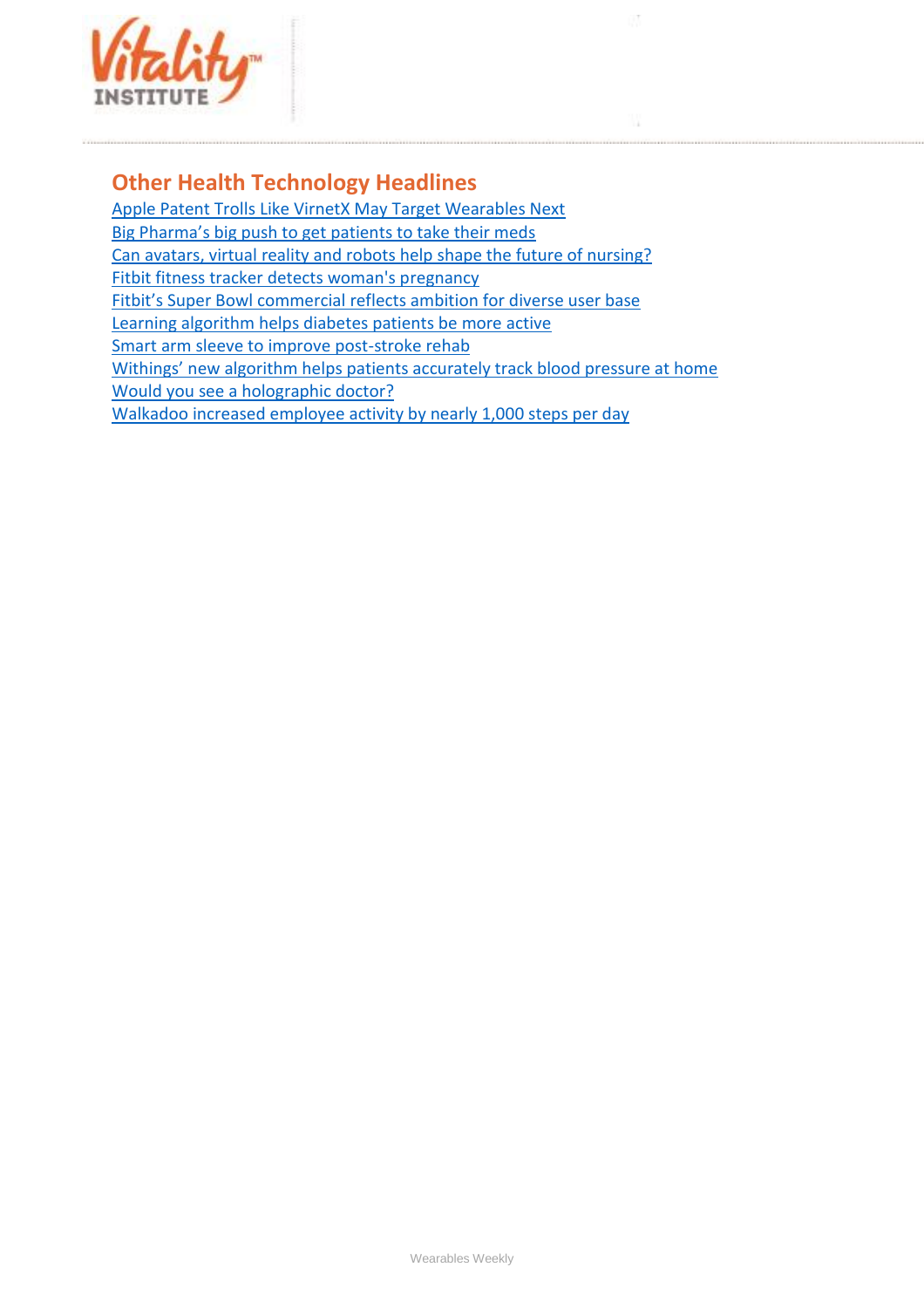## Other Health Technology Headlines

Apple Patent Trolls Like VirnetX May Target Wearables Next
Big Pharma's big push to get patients to take their meds
Can avatars, virtual reality and robots help shape the future of nursing?
Fitbit fitness tracker detects woman's pregnancy
Fitbit's Super Bowl commercial reflects ambition for diverse user base
Learning algorithm helps diabetes patients be more active
Smart arm sleeve to improve post-stroke rehab
Withings' new algorithm helps patients accurately track blood pressure at home
Would you see a holographic doctor?
Walkadoo increased employee activity by nearly 1,000 steps per day